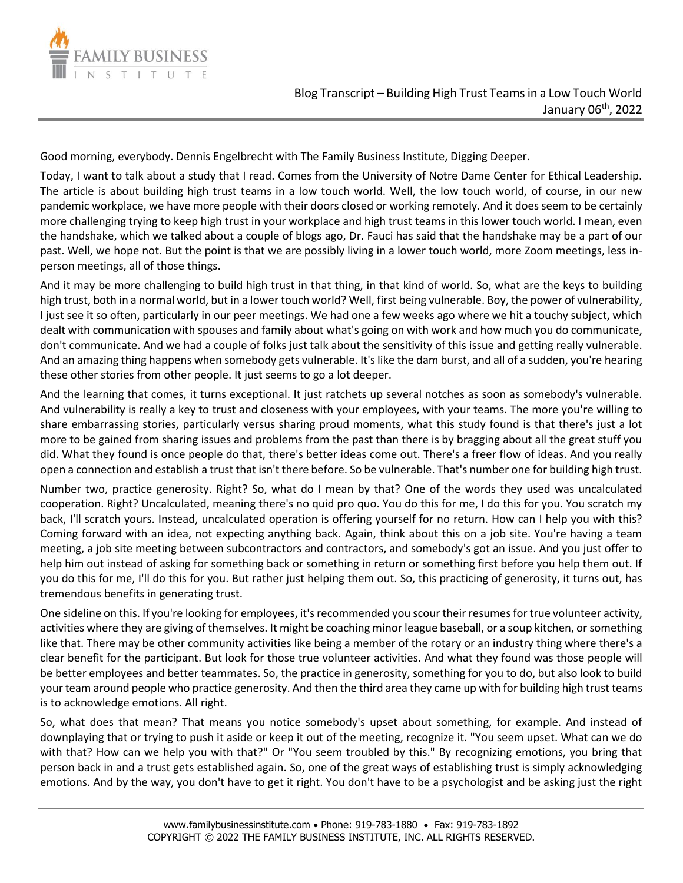Blog Transcript – Building High Trust Teams in a Low Touch World
January 06th, 2022

Good morning, everybody. Dennis Engelbrecht with The Family Business Institute, Digging Deeper.

Today, I want to talk about a study that I read. Comes from the University of Notre Dame Center for Ethical Leadership. The article is about building high trust teams in a low touch world. Well, the low touch world, of course, in our new pandemic workplace, we have more people with their doors closed or working remotely. And it does seem to be certainly more challenging trying to keep high trust in your workplace and high trust teams in this lower touch world. I mean, even the handshake, which we talked about a couple of blogs ago, Dr. Fauci has said that the handshake may be a part of our past. Well, we hope not. But the point is that we are possibly living in a lower touch world, more Zoom meetings, less in-person meetings, all of those things.

And it may be more challenging to build high trust in that thing, in that kind of world. So, what are the keys to building high trust, both in a normal world, but in a lower touch world? Well, first being vulnerable. Boy, the power of vulnerability, I just see it so often, particularly in our peer meetings. We had one a few weeks ago where we hit a touchy subject, which dealt with communication with spouses and family about what's going on with work and how much you do communicate, don't communicate. And we had a couple of folks just talk about the sensitivity of this issue and getting really vulnerable. And an amazing thing happens when somebody gets vulnerable. It's like the dam burst, and all of a sudden, you're hearing these other stories from other people. It just seems to go a lot deeper.

And the learning that comes, it turns exceptional. It just ratchets up several notches as soon as somebody's vulnerable. And vulnerability is really a key to trust and closeness with your employees, with your teams. The more you're willing to share embarrassing stories, particularly versus sharing proud moments, what this study found is that there's just a lot more to be gained from sharing issues and problems from the past than there is by bragging about all the great stuff you did. What they found is once people do that, there's better ideas come out. There's a freer flow of ideas. And you really open a connection and establish a trust that isn't there before. So be vulnerable. That's number one for building high trust.

Number two, practice generosity. Right? So, what do I mean by that? One of the words they used was uncalculated cooperation. Right? Uncalculated, meaning there's no quid pro quo. You do this for me, I do this for you. You scratch my back, I'll scratch yours. Instead, uncalculated operation is offering yourself for no return. How can I help you with this? Coming forward with an idea, not expecting anything back. Again, think about this on a job site. You're having a team meeting, a job site meeting between subcontractors and contractors, and somebody's got an issue. And you just offer to help him out instead of asking for something back or something in return or something first before you help them out. If you do this for me, I'll do this for you. But rather just helping them out. So, this practicing of generosity, it turns out, has tremendous benefits in generating trust.

One sideline on this. If you're looking for employees, it's recommended you scour their resumes for true volunteer activity, activities where they are giving of themselves. It might be coaching minor league baseball, or a soup kitchen, or something like that. There may be other community activities like being a member of the rotary or an industry thing where there's a clear benefit for the participant. But look for those true volunteer activities. And what they found was those people will be better employees and better teammates. So, the practice in generosity, something for you to do, but also look to build your team around people who practice generosity. And then the third area they came up with for building high trust teams is to acknowledge emotions. All right.

So, what does that mean? That means you notice somebody's upset about something, for example. And instead of downplaying that or trying to push it aside or keep it out of the meeting, recognize it. "You seem upset. What can we do with that? How can we help you with that?" Or "You seem troubled by this." By recognizing emotions, you bring that person back in and a trust gets established again. So, one of the great ways of establishing trust is simply acknowledging emotions. And by the way, you don't have to get it right. You don't have to be a psychologist and be asking just the right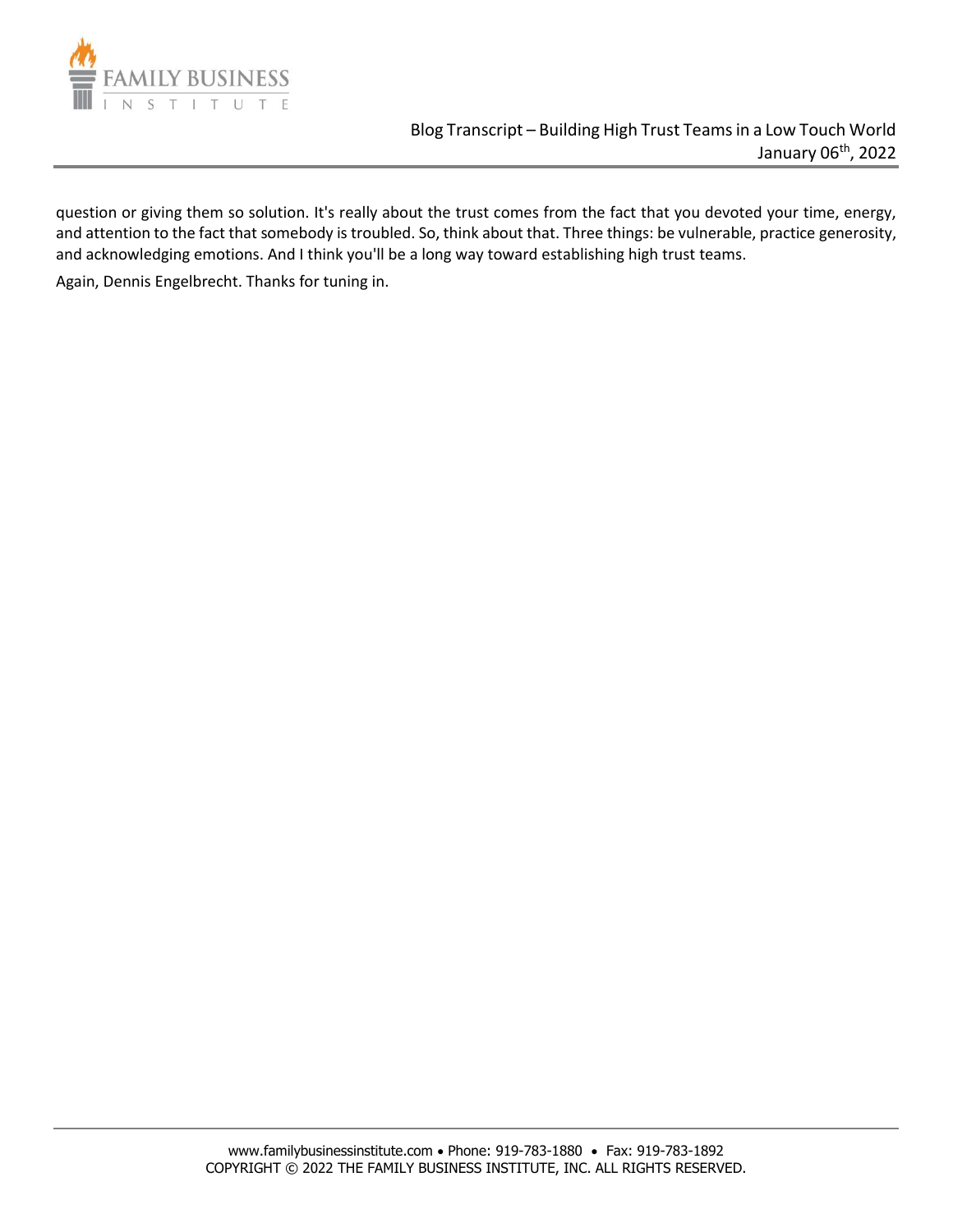question or giving them so solution. It's really about the trust comes from the fact that you devoted your time, energy, and attention to the fact that somebody is troubled. So, think about that. Three things: be vulnerable, practice generosity, and acknowledging emotions. And I think you'll be a long way toward establishing high trust teams.

Again, Dennis Engelbrecht. Thanks for tuning in.